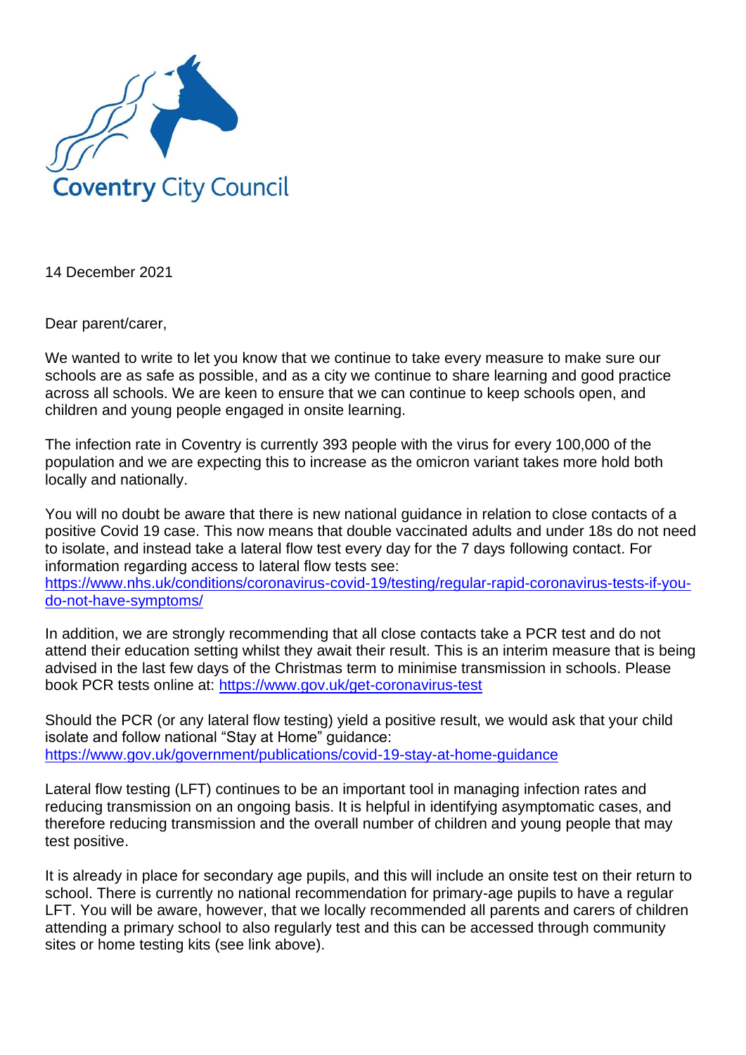Coventry City Council

14 December 2021

Dear parent/carer,

We wanted to write to let you know that we continue to take every measure to make sure our schools are as safe as possible, and as a city we continue to share learning and good practice across all schools. We are keen to ensure that we can continue to keep schools open, and children and young people engaged in onsite learning.

The infection rate in Coventry is currently 393 people with the virus for every 100,000 of the population and we are expecting this to increase as the omicron variant takes more hold both locally and nationally.

You will no doubt be aware that there is new national guidance in relation to close contacts of a positive Covid 19 case. This now means that double vaccinated adults and under 18s do not need to isolate, and instead take a lateral flow test every day for the 7 days following contact. For information regarding access to lateral flow tests see: https://www.nhs.uk/conditions/coronavirus-covid-19/testing/regular-rapid-coronavirus-tests-if-you-do-not-have-symptoms/

In addition, we are strongly recommending that all close contacts take a PCR test and do not attend their education setting whilst they await their result. This is an interim measure that is being advised in the last few days of the Christmas term to minimise transmission in schools. Please book PCR tests online at: https://www.gov.uk/get-coronavirus-test

Should the PCR (or any lateral flow testing) yield a positive result, we would ask that your child isolate and follow national "Stay at Home" guidance: https://www.gov.uk/government/publications/covid-19-stay-at-home-guidance

Lateral flow testing (LFT) continues to be an important tool in managing infection rates and reducing transmission on an ongoing basis. It is helpful in identifying asymptomatic cases, and therefore reducing transmission and the overall number of children and young people that may test positive.

It is already in place for secondary age pupils, and this will include an onsite test on their return to school. There is currently no national recommendation for primary-age pupils to have a regular LFT. You will be aware, however, that we locally recommended all parents and carers of children attending a primary school to also regularly test and this can be accessed through community sites or home testing kits (see link above).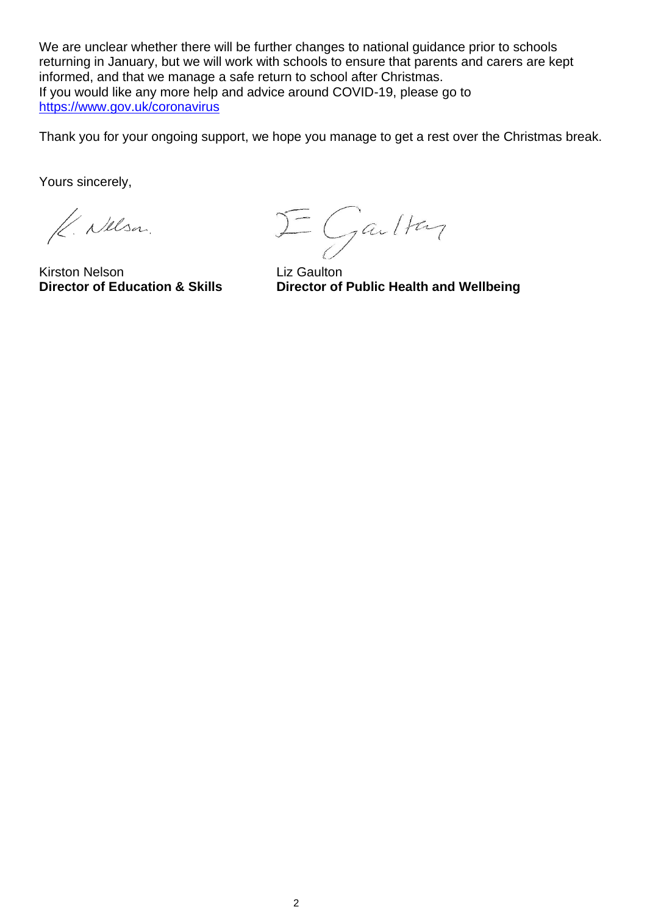We are unclear whether there will be further changes to national guidance prior to schools returning in January, but we will work with schools to ensure that parents and carers are kept informed, and that we manage a safe return to school after Christmas.
If you would like any more help and advice around COVID-19, please go to https://www.gov.uk/coronavirus

Thank you for your ongoing support, we hope you manage to get a rest over the Christmas break.

Yours sincerely,

Kirston Nelson
**Director of Education & Skills**

Liz Gaulton
**Director of Public Health and Wellbeing**